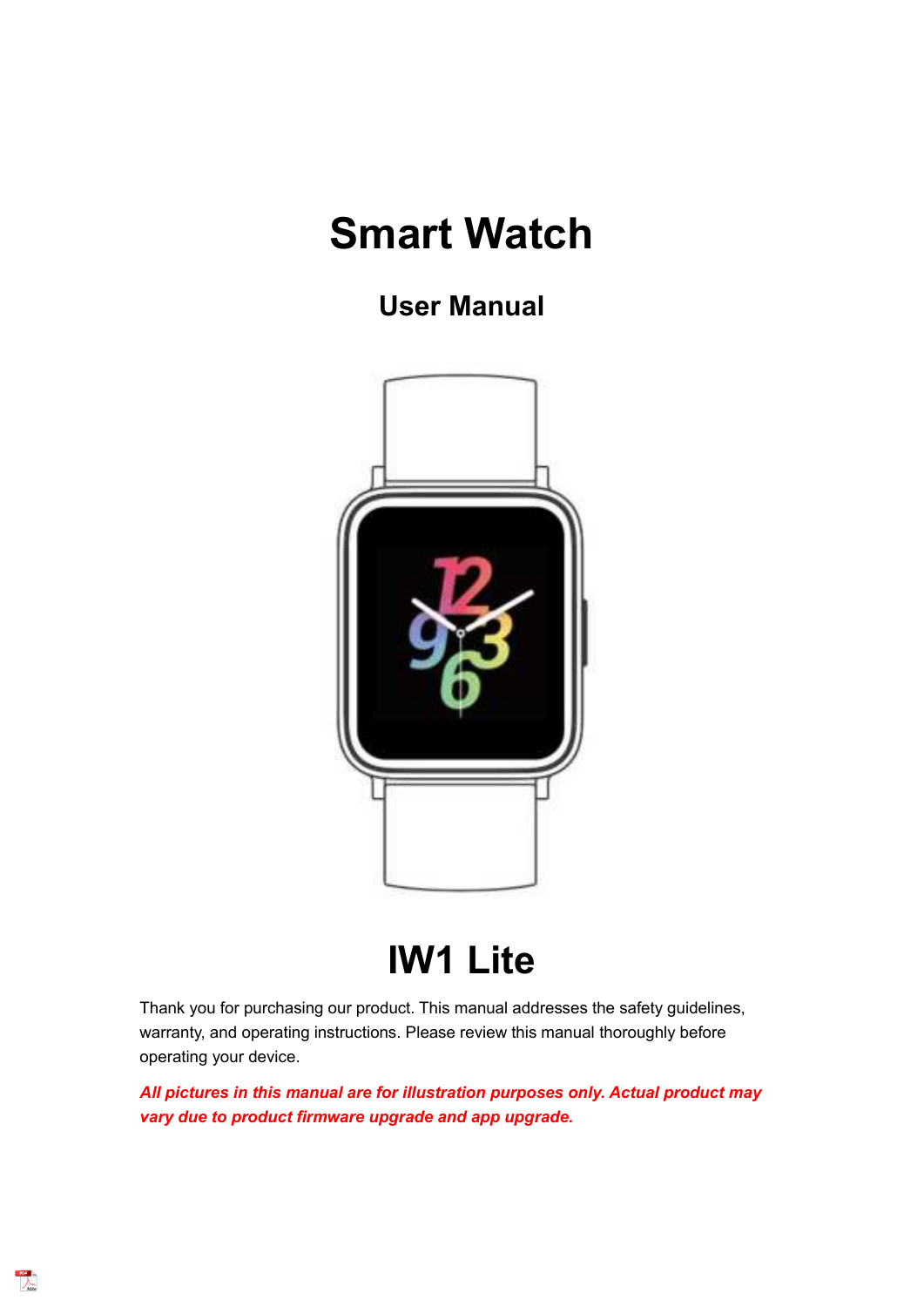# Smart Watch

## User Manual

# IW1 Lite

Thank you for purchasing our product. This manual addresses the safety guidelines, warranty, and operating instructions. Please review this manual thoroughly before operating your device.

***All pictures in this manual are for illustration purposes only. Actual product may vary due to product firmware upgrade and app upgrade.***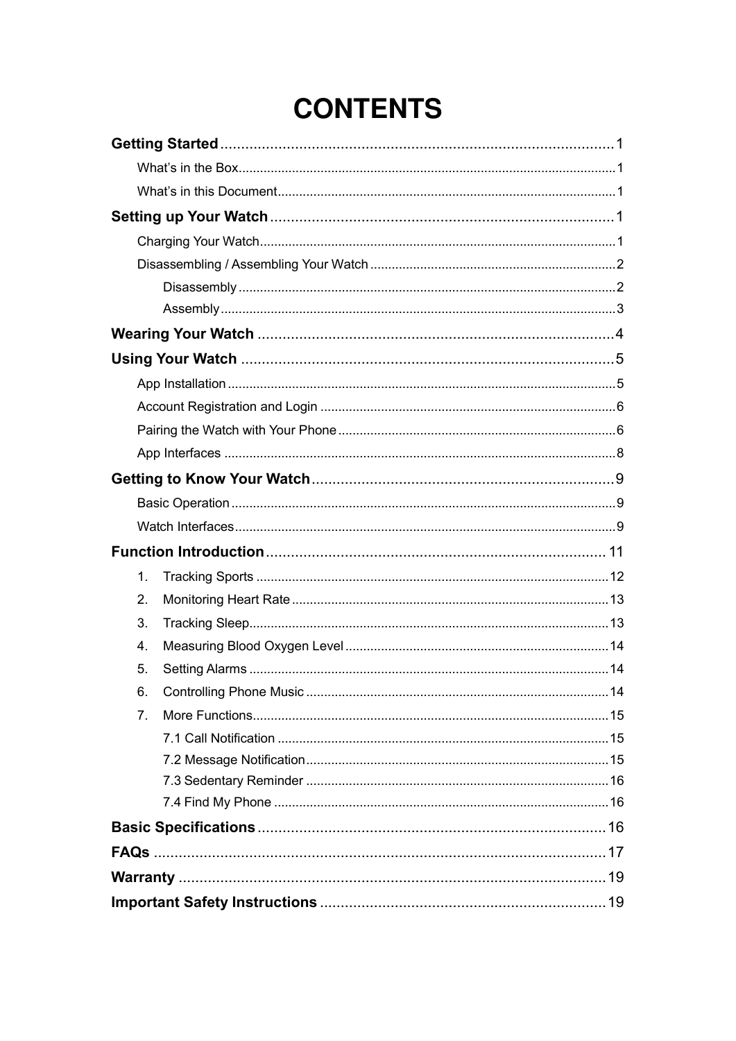# CONTENTS

**Getting Started** ........................................ 1

- What's in the Box ........................................ 1
- What's in this Document ........................................ 1

**Setting up Your Watch** ........................................ 1

- Charging Your Watch ........................................ 1
- Disassembling / Assembling Your Watch ........................................ 2
  - Disassembly ........................................ 2
  - Assembly ........................................ 3

**Wearing Your Watch** ........................................ 4

**Using Your Watch** ........................................ 5

- App Installation ........................................ 5
- Account Registration and Login ........................................ 6
- Pairing the Watch with Your Phone ........................................ 6
- App Interfaces ........................................ 8

**Getting to Know Your Watch** ........................................ 9

- Basic Operation ........................................ 9
- Watch Interfaces ........................................ 9

**Function Introduction** ........................................ 11

1. Tracking Sports ........................................ 12
2. Monitoring Heart Rate ........................................ 13
3. Tracking Sleep ........................................ 13
4. Measuring Blood Oxygen Level ........................................ 14
5. Setting Alarms ........................................ 14
6. Controlling Phone Music ........................................ 14
7. More Functions ........................................ 15
   - 7.1 Call Notification ........................................ 15
   - 7.2 Message Notification ........................................ 15
   - 7.3 Sedentary Reminder ........................................ 16
   - 7.4 Find My Phone ........................................ 16

**Basic Specifications** ........................................ 16

**FAQs** ........................................ 17

**Warranty** ........................................ 19

**Important Safety Instructions** ........................................ 19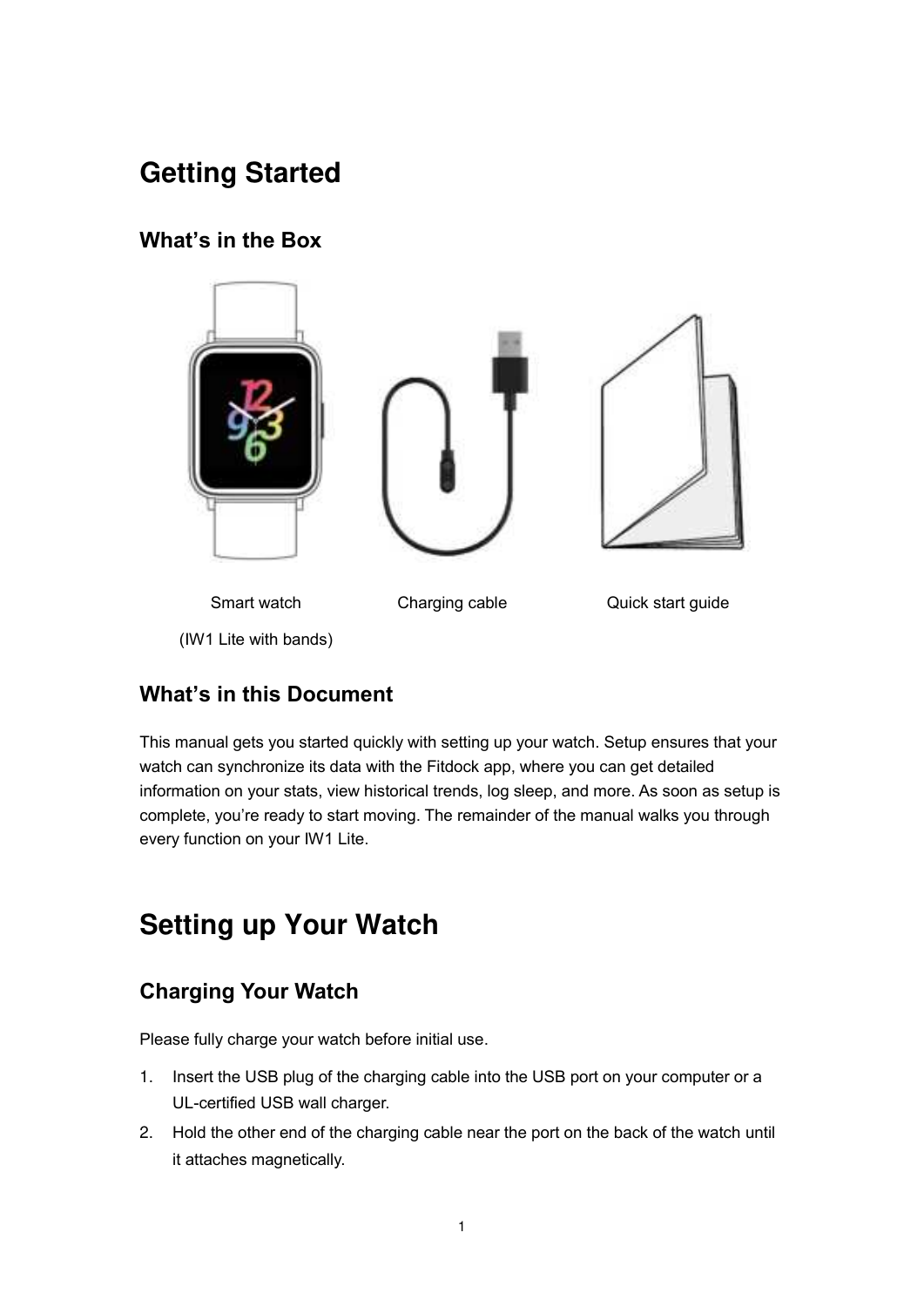# Getting Started

## What's in the Box

Smart watch (IW1 Lite with bands)  
Charging cable  
Quick start guide

## What's in this Document

This manual gets you started quickly with setting up your watch. Setup ensures that your watch can synchronize its data with the Fitdock app, where you can get detailed information on your stats, view historical trends, log sleep, and more. As soon as setup is complete, you're ready to start moving. The remainder of the manual walks you through every function on your IW1 Lite.

# Setting up Your Watch

## Charging Your Watch

Please fully charge your watch before initial use.

1. Insert the USB plug of the charging cable into the USB port on your computer or a UL-certified USB wall charger.
2. Hold the other end of the charging cable near the port on the back of the watch until it attaches magnetically.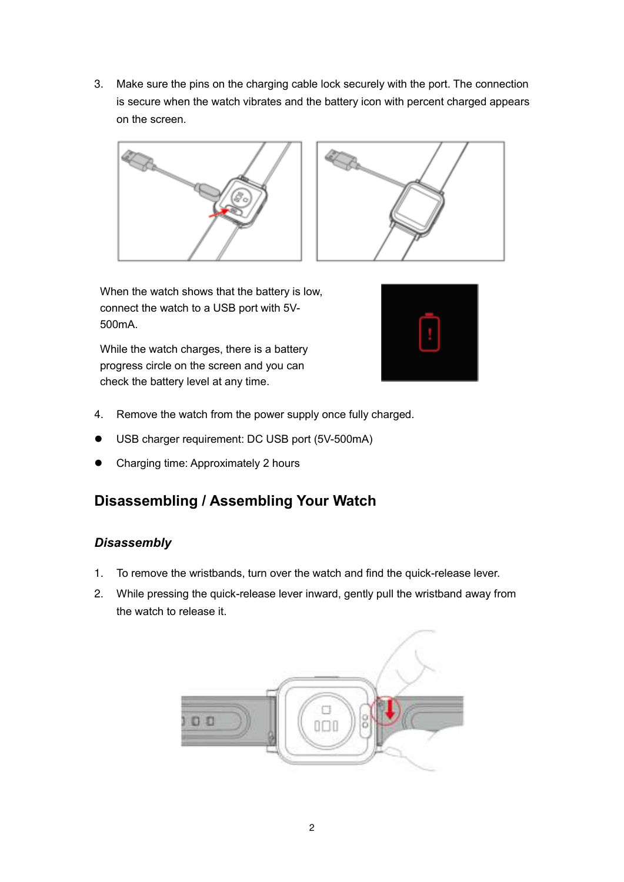3. Make sure the pins on the charging cable lock securely with the port. The connection is secure when the watch vibrates and the battery icon with percent charged appears on the screen.

When the watch shows that the battery is low, connect the watch to a USB port with 5V-500mA.

While the watch charges, there is a battery progress circle on the screen and you can check the battery level at any time.

4. Remove the watch from the power supply once fully charged.

- USB charger requirement: DC USB port (5V-500mA)
- Charging time: Approximately 2 hours

## Disassembling / Assembling Your Watch

### *Disassembly*

1. To remove the wristbands, turn over the watch and find the quick-release lever.
2. While pressing the quick-release lever inward, gently pull the wristband away from the watch to release it.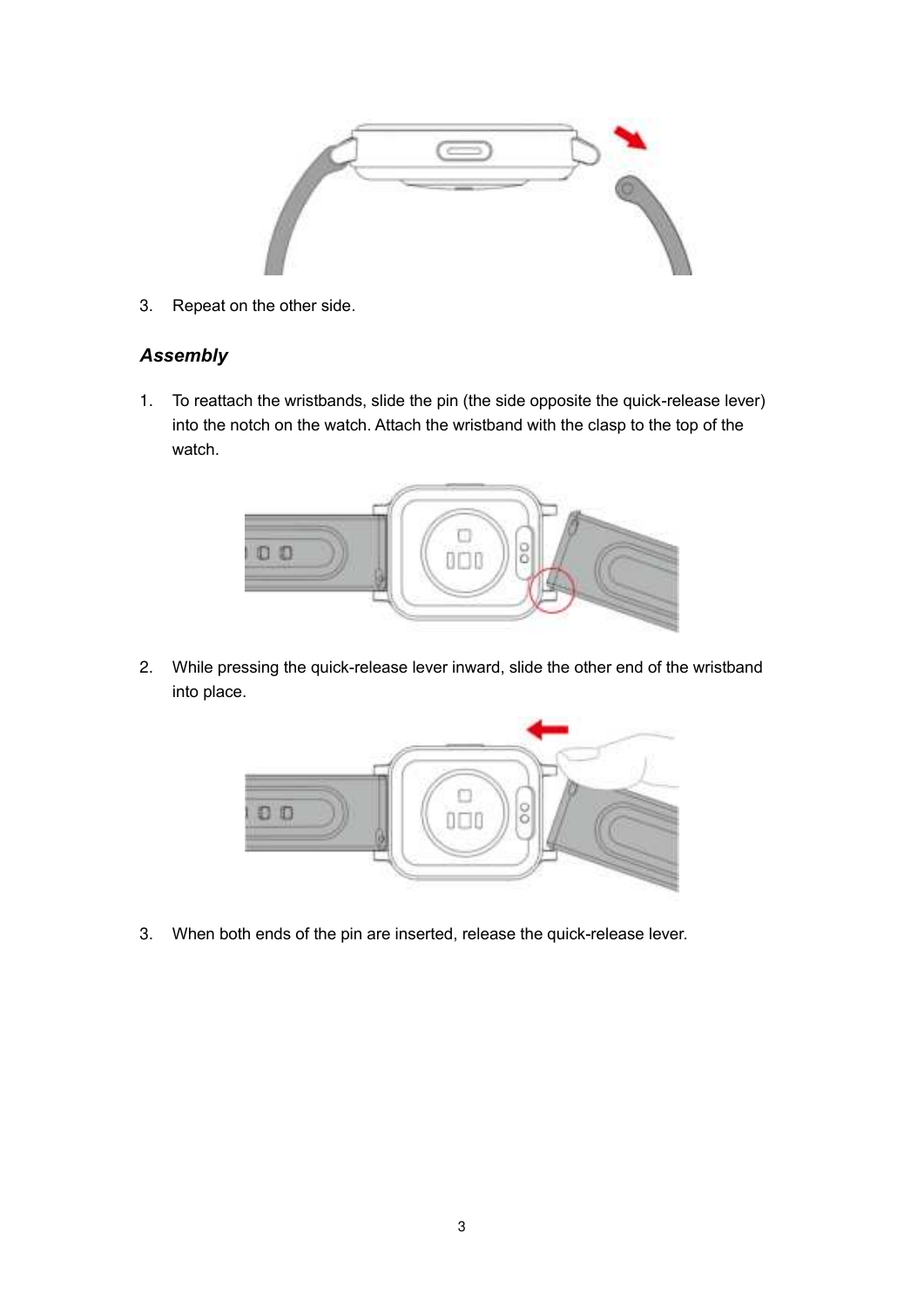3. Repeat on the other side.

### *Assembly*

1. To reattach the wristbands, slide the pin (the side opposite the quick-release lever) into the notch on the watch. Attach the wristband with the clasp to the top of the watch.

2. While pressing the quick-release lever inward, slide the other end of the wristband into place.

3. When both ends of the pin are inserted, release the quick-release lever.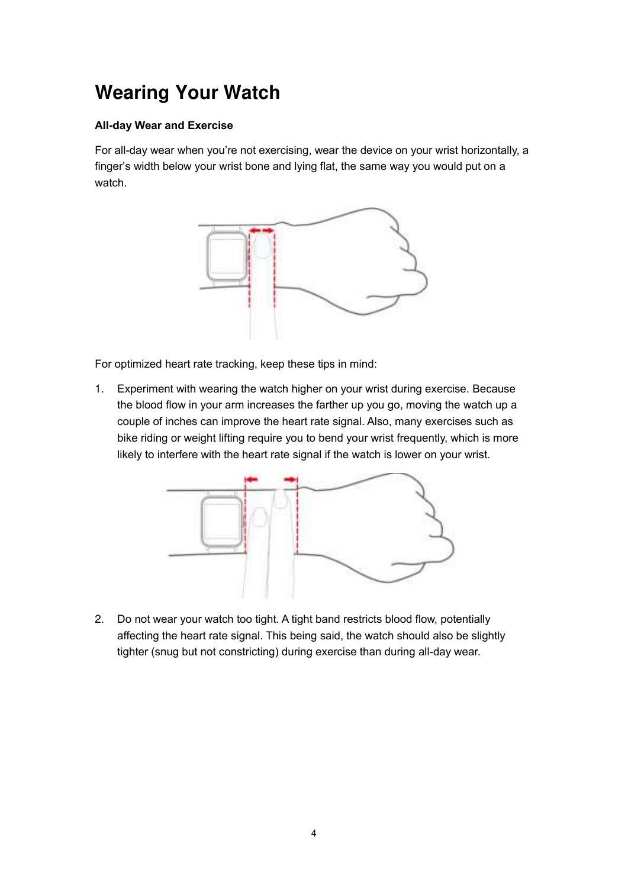# Wearing Your Watch

**All-day Wear and Exercise**

For all-day wear when you're not exercising, wear the device on your wrist horizontally, a finger's width below your wrist bone and lying flat, the same way you would put on a watch.

For optimized heart rate tracking, keep these tips in mind:

1. Experiment with wearing the watch higher on your wrist during exercise. Because the blood flow in your arm increases the farther up you go, moving the watch up a couple of inches can improve the heart rate signal. Also, many exercises such as bike riding or weight lifting require you to bend your wrist frequently, which is more likely to interfere with the heart rate signal if the watch is lower on your wrist.

2. Do not wear your watch too tight. A tight band restricts blood flow, potentially affecting the heart rate signal. This being said, the watch should also be slightly tighter (snug but not constricting) during exercise than during all-day wear.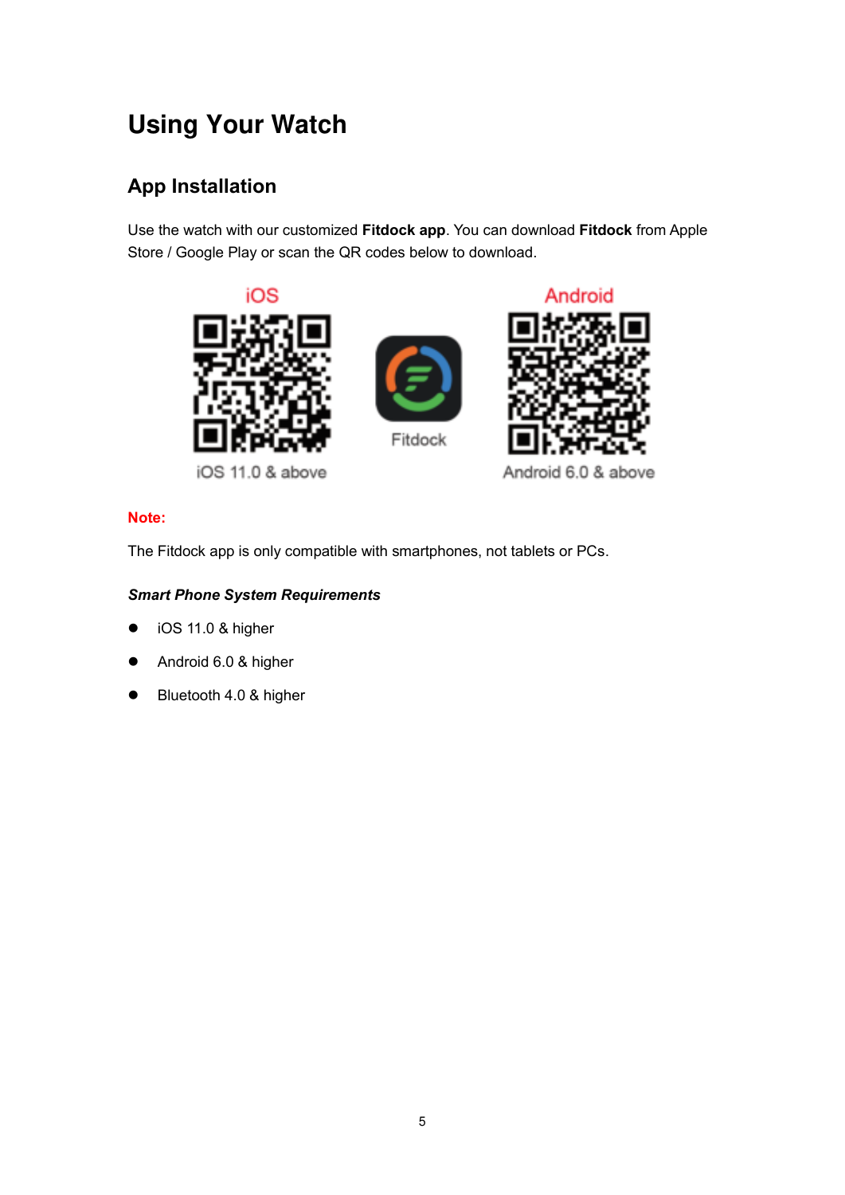# Using Your Watch

## App Installation

Use the watch with our customized **Fitdock app**. You can download **Fitdock** from Apple Store / Google Play or scan the QR codes below to download.

iOS

iOS 11.0 & above

Fitdock

Android

Android 6.0 & above

**Note:**

The Fitdock app is only compatible with smartphones, not tablets or PCs.

***Smart Phone System Requirements***

- iOS 11.0 & higher
- Android 6.0 & higher
- Bluetooth 4.0 & higher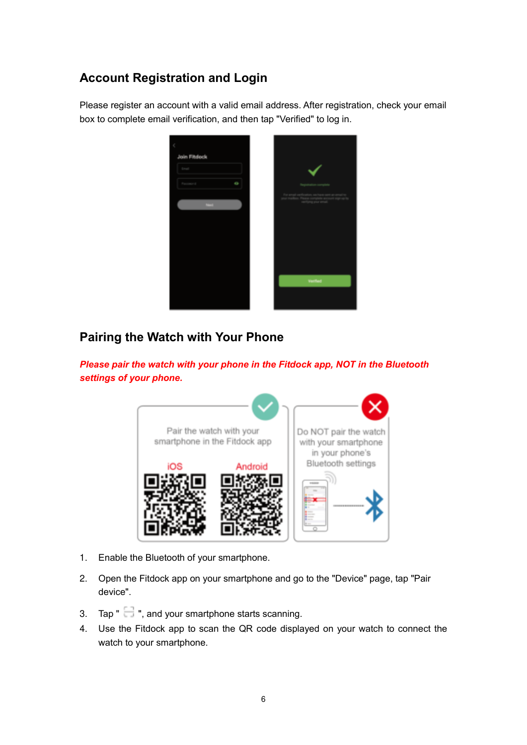## Account Registration and Login

Please register an account with a valid email address. After registration, check your email box to complete email verification, and then tap "Verified" to log in.

## Pairing the Watch with Your Phone

***Please pair the watch with your phone in the Fitdock app, NOT in the Bluetooth settings of your phone.***

1. Enable the Bluetooth of your smartphone.
2. Open the Fitdock app on your smartphone and go to the "Device" page, tap "Pair device".
3. Tap "  ", and your smartphone starts scanning.
4. Use the Fitdock app to scan the QR code displayed on your watch to connect the watch to your smartphone.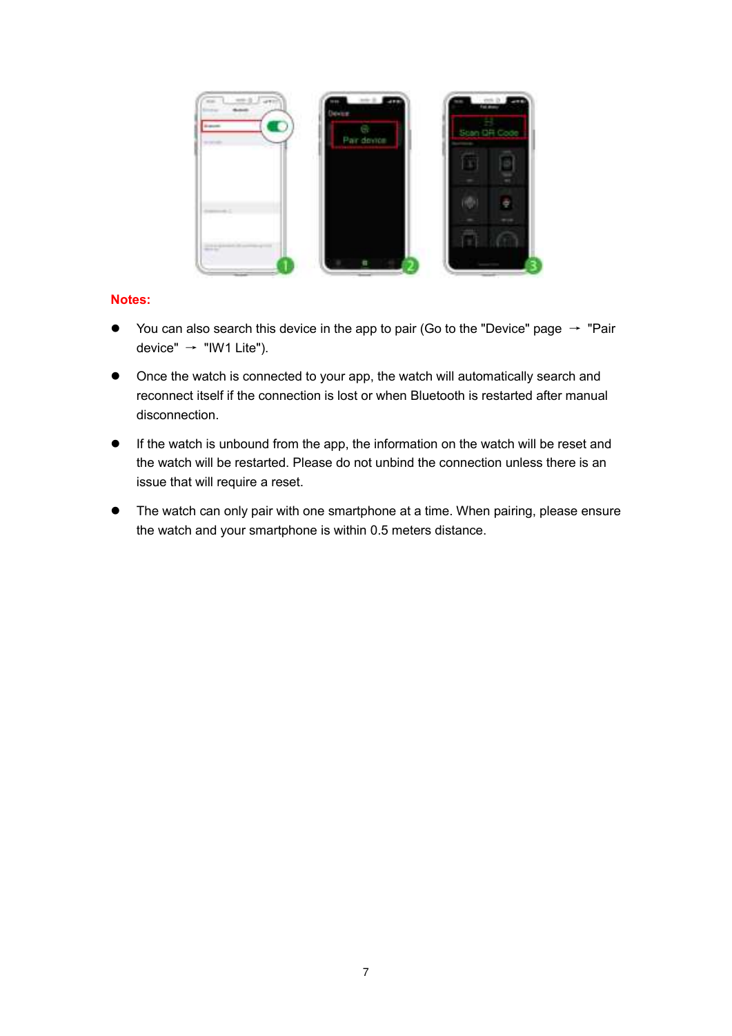**Notes:**

- You can also search this device in the app to pair (Go to the "Device" page → "Pair device" → "IW1 Lite").
- Once the watch is connected to your app, the watch will automatically search and reconnect itself if the connection is lost or when Bluetooth is restarted after manual disconnection.
- If the watch is unbound from the app, the information on the watch will be reset and the watch will be restarted. Please do not unbind the connection unless there is an issue that will require a reset.
- The watch can only pair with one smartphone at a time. When pairing, please ensure the watch and your smartphone is within 0.5 meters distance.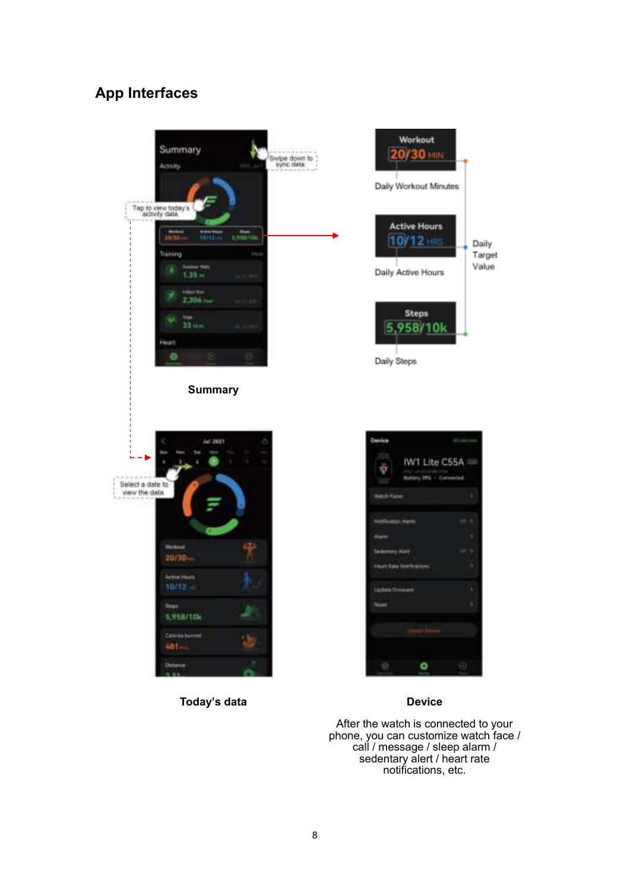## App Interfaces

Swipe down to sync data

Tap to view today's activity data

Workout
20/30 MIN
Daily Workout Minutes

Active Hours
10/12 HRS
Daily Active Hours

Steps
5,958/10k
Daily Steps

Daily Target Value

**Summary**

Select a date to view the data

**Today's data**

**Device**

After the watch is connected to your phone, you can customize watch face / call / message / sleep alarm / sedentary alert / heart rate notifications, etc.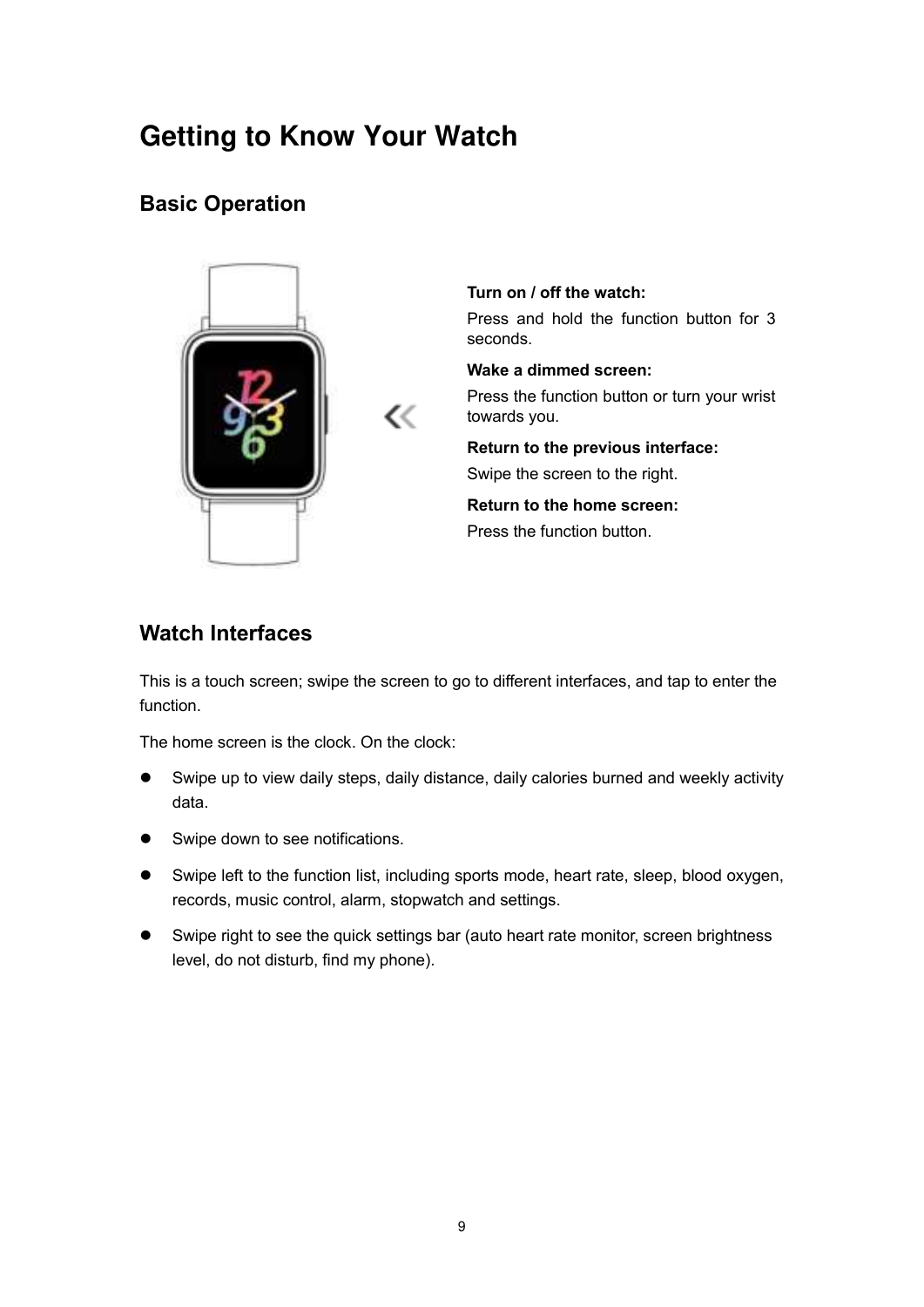# Getting to Know Your Watch

## Basic Operation

**Turn on / off the watch:**

Press and hold the function button for 3 seconds.

**Wake a dimmed screen:**

Press the function button or turn your wrist towards you.

**Return to the previous interface:**

Swipe the screen to the right.

**Return to the home screen:**

Press the function button.

## Watch Interfaces

This is a touch screen; swipe the screen to go to different interfaces, and tap to enter the function.

The home screen is the clock. On the clock:

- Swipe up to view daily steps, daily distance, daily calories burned and weekly activity data.
- Swipe down to see notifications.
- Swipe left to the function list, including sports mode, heart rate, sleep, blood oxygen, records, music control, alarm, stopwatch and settings.
- Swipe right to see the quick settings bar (auto heart rate monitor, screen brightness level, do not disturb, find my phone).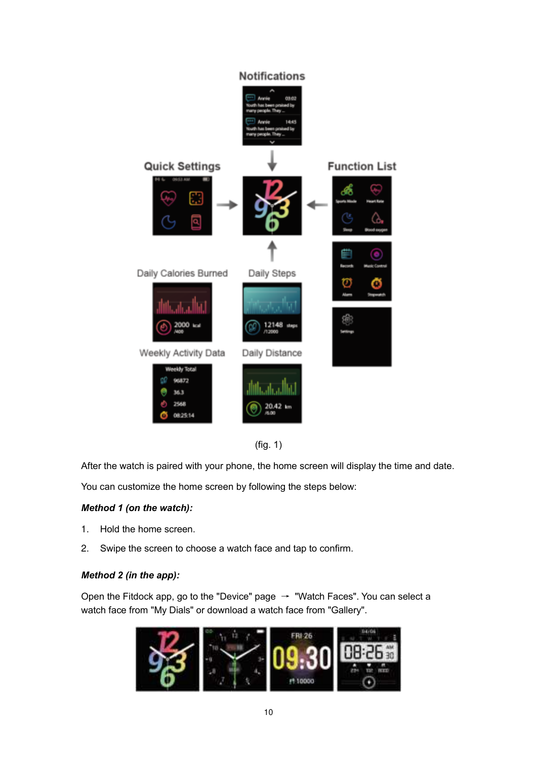(fig. 1)

After the watch is paired with your phone, the home screen will display the time and date.

You can customize the home screen by following the steps below:

***Method 1 (on the watch):***

1. Hold the home screen.
2. Swipe the screen to choose a watch face and tap to confirm.

***Method 2 (in the app):***

Open the Fitdock app, go to the "Device" page → "Watch Faces". You can select a watch face from "My Dials" or download a watch face from "Gallery".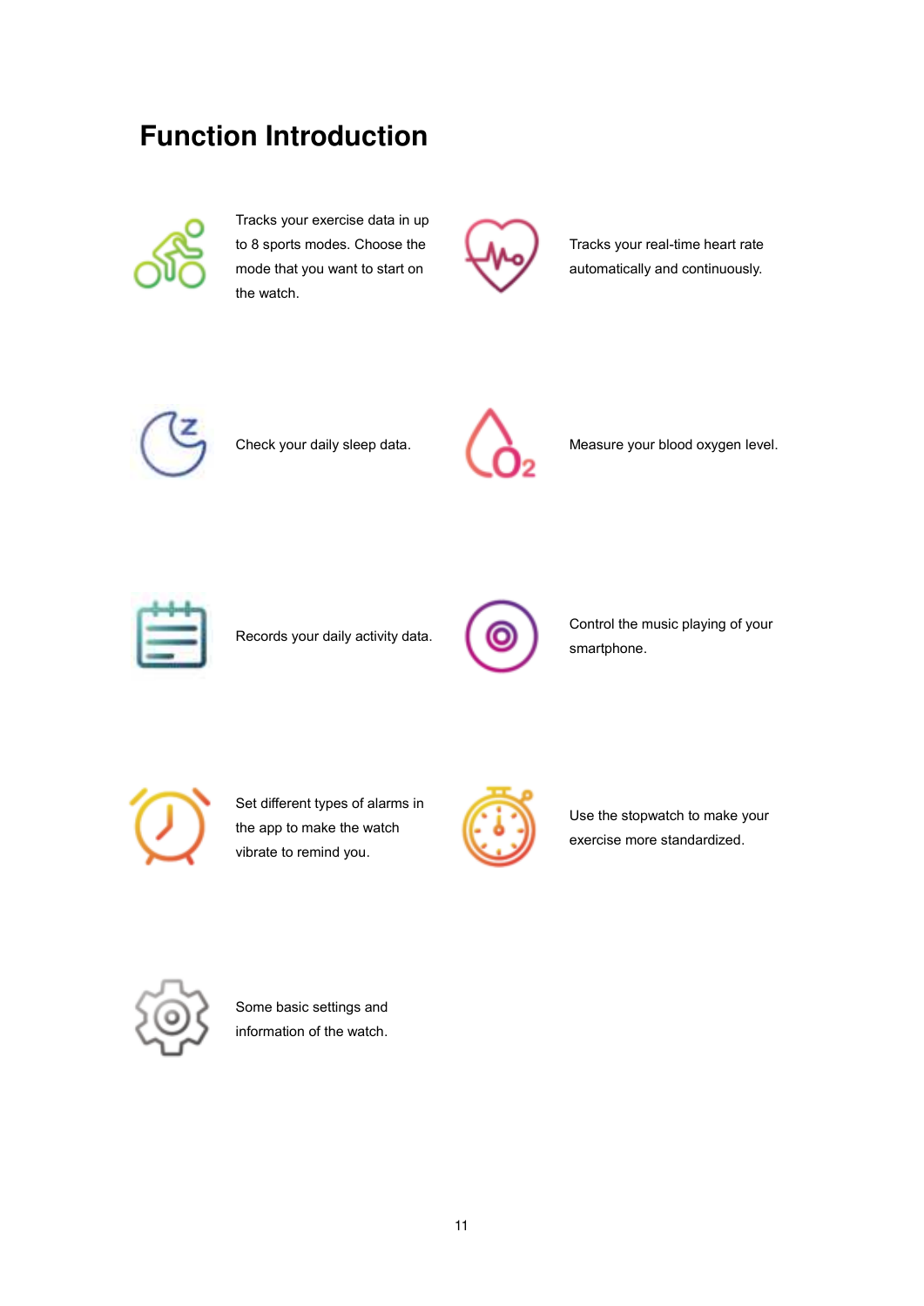# Function Introduction

Tracks your exercise data in up to 8 sports modes. Choose the mode that you want to start on the watch.

Tracks your real-time heart rate automatically and continuously.

Check your daily sleep data.

Measure your blood oxygen level.

Records your daily activity data.

Control the music playing of your smartphone.

Set different types of alarms in the app to make the watch vibrate to remind you.

Use the stopwatch to make your exercise more standardized.

Some basic settings and information of the watch.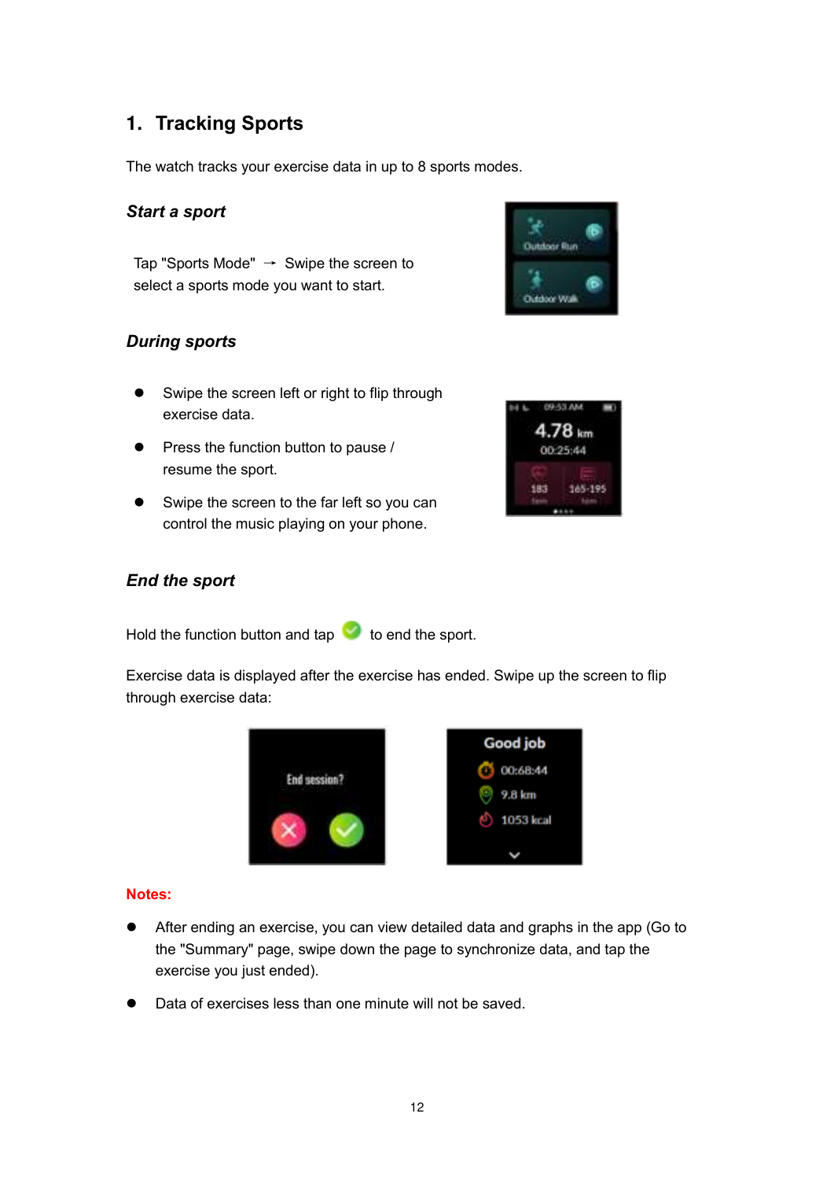## 1. Tracking Sports

The watch tracks your exercise data in up to 8 sports modes.

### *Start a sport*

Tap "Sports Mode" → Swipe the screen to select a sports mode you want to start.

### *During sports*

- Swipe the screen left or right to flip through exercise data.
- Press the function button to pause / resume the sport.
- Swipe the screen to the far left so you can control the music playing on your phone.

### *End the sport*

Hold the function button and tap ✅ to end the sport.

Exercise data is displayed after the exercise has ended. Swipe up the screen to flip through exercise data:

**Notes:**

- After ending an exercise, you can view detailed data and graphs in the app (Go to the "Summary" page, swipe down the page to synchronize data, and tap the exercise you just ended).
- Data of exercises less than one minute will not be saved.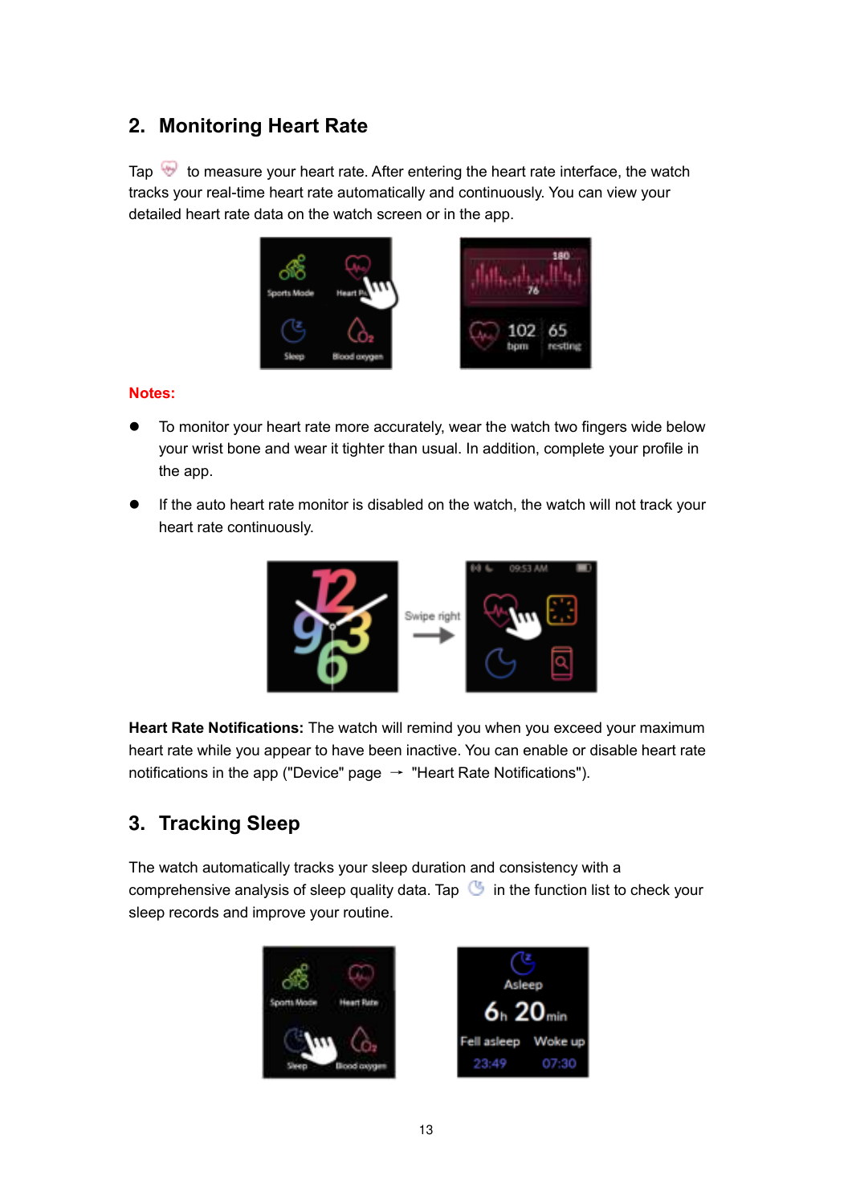## 2. Monitoring Heart Rate

Tap to measure your heart rate. After entering the heart rate interface, the watch tracks your real-time heart rate automatically and continuously. You can view your detailed heart rate data on the watch screen or in the app.

**Notes:**

- To monitor your heart rate more accurately, wear the watch two fingers wide below your wrist bone and wear it tighter than usual. In addition, complete your profile in the app.
- If the auto heart rate monitor is disabled on the watch, the watch will not track your heart rate continuously.

**Heart Rate Notifications:** The watch will remind you when you exceed your maximum heart rate while you appear to have been inactive. You can enable or disable heart rate notifications in the app ("Device" page → "Heart Rate Notifications").

## 3. Tracking Sleep

The watch automatically tracks your sleep duration and consistency with a comprehensive analysis of sleep quality data. Tap in the function list to check your sleep records and improve your routine.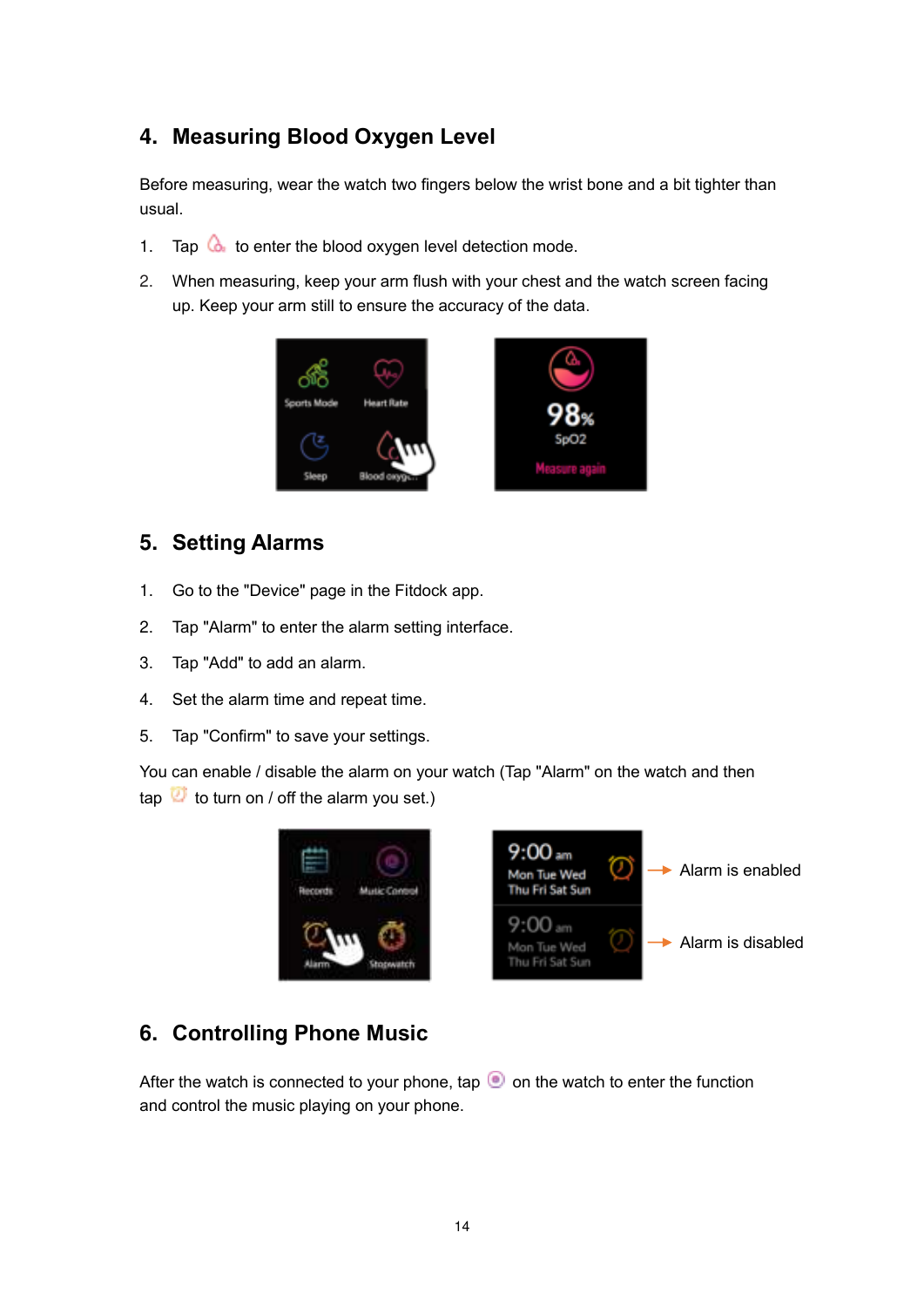## 4. Measuring Blood Oxygen Level

Before measuring, wear the watch two fingers below the wrist bone and a bit tighter than usual.

1. Tap to enter the blood oxygen level detection mode.
2. When measuring, keep your arm flush with your chest and the watch screen facing up. Keep your arm still to ensure the accuracy of the data.

## 5. Setting Alarms

1. Go to the "Device" page in the Fitdock app.
2. Tap "Alarm" to enter the alarm setting interface.
3. Tap "Add" to add an alarm.
4. Set the alarm time and repeat time.
5. Tap "Confirm" to save your settings.

You can enable / disable the alarm on your watch (Tap "Alarm" on the watch and then tap to turn on / off the alarm you set.)

Alarm is enabled

Alarm is disabled

## 6. Controlling Phone Music

After the watch is connected to your phone, tap on the watch to enter the function and control the music playing on your phone.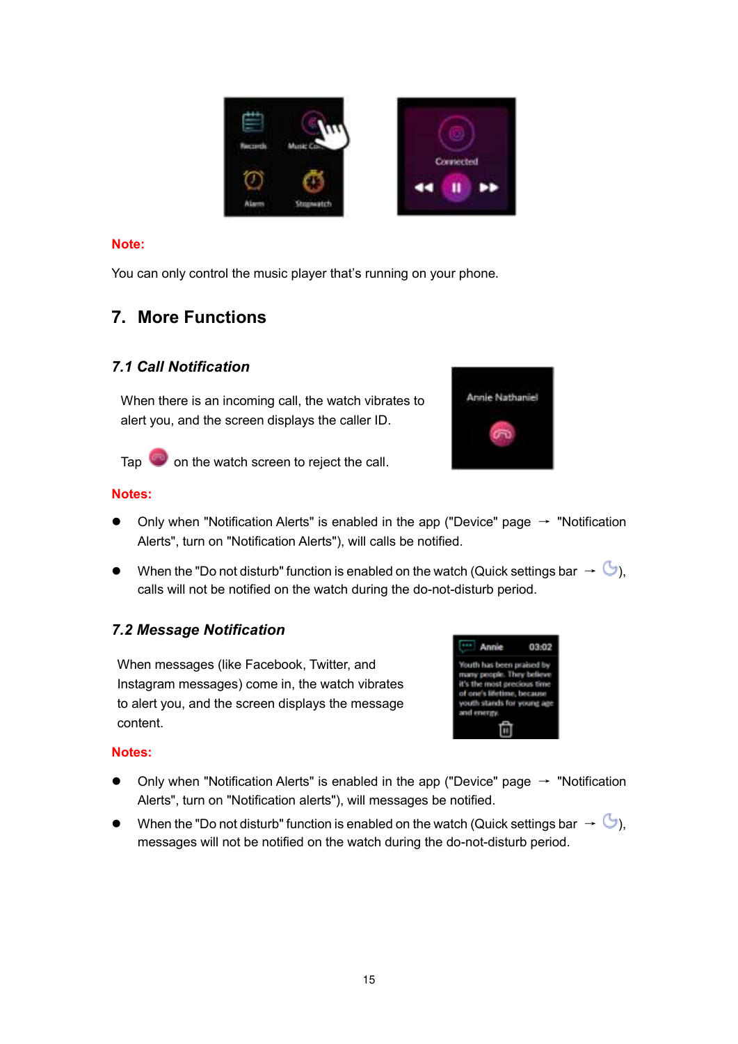**Note:**

You can only control the music player that's running on your phone.

# 7. More Functions

## *7.1 Call Notification*

When there is an incoming call, the watch vibrates to alert you, and the screen displays the caller ID.

Tap on the watch screen to reject the call.

**Notes:**

- Only when "Notification Alerts" is enabled in the app ("Device" page → "Notification Alerts", turn on "Notification Alerts"), will calls be notified.
- When the "Do not disturb" function is enabled on the watch (Quick settings bar → ), calls will not be notified on the watch during the do-not-disturb period.

## *7.2 Message Notification*

When messages (like Facebook, Twitter, and Instagram messages) come in, the watch vibrates to alert you, and the screen displays the message content.

**Notes:**

- Only when "Notification Alerts" is enabled in the app ("Device" page → "Notification Alerts", turn on "Notification alerts"), will messages be notified.
- When the "Do not disturb" function is enabled on the watch (Quick settings bar → ), messages will not be notified on the watch during the do-not-disturb period.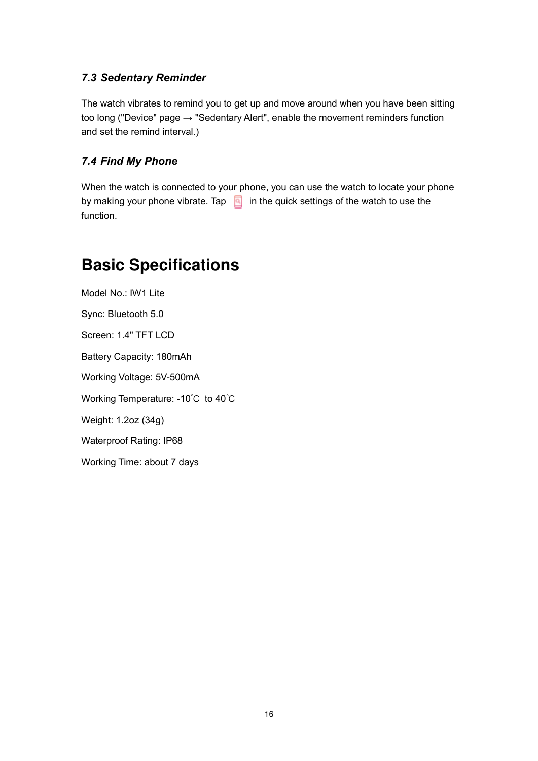### *7.3 Sedentary Reminder*

The watch vibrates to remind you to get up and move around when you have been sitting too long ("Device" page → "Sedentary Alert", enable the movement reminders function and set the remind interval.)

### *7.4 Find My Phone*

When the watch is connected to your phone, you can use the watch to locate your phone by making your phone vibrate. Tap in the quick settings of the watch to use the function.

# Basic Specifications

Model No.: IW1 Lite

Sync: Bluetooth 5.0

Screen: 1.4" TFT LCD

Battery Capacity: 180mAh

Working Voltage: 5V-500mA

Working Temperature: -10˚C to 40˚C

Weight: 1.2oz (34g)

Waterproof Rating: IP68

Working Time: about 7 days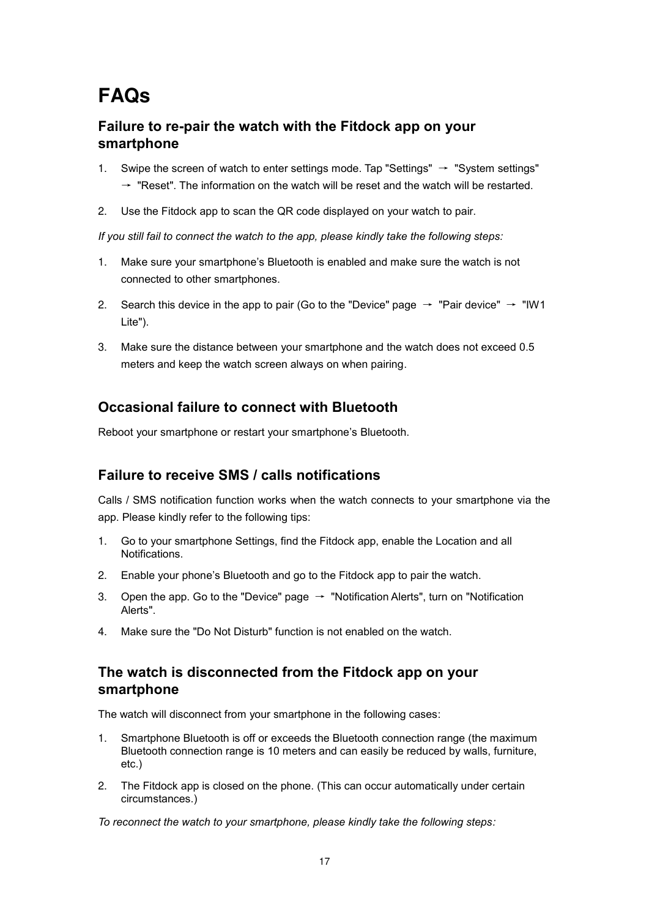# FAQs

## Failure to re-pair the watch with the Fitdock app on your smartphone

1. Swipe the screen of watch to enter settings mode. Tap "Settings" → "System settings" → "Reset". The information on the watch will be reset and the watch will be restarted.
2. Use the Fitdock app to scan the QR code displayed on your watch to pair.

*If you still fail to connect the watch to the app, please kindly take the following steps:*

1. Make sure your smartphone's Bluetooth is enabled and make sure the watch is not connected to other smartphones.
2. Search this device in the app to pair (Go to the "Device" page → "Pair device" → "IW1 Lite").
3. Make sure the distance between your smartphone and the watch does not exceed 0.5 meters and keep the watch screen always on when pairing.

## Occasional failure to connect with Bluetooth

Reboot your smartphone or restart your smartphone's Bluetooth.

## Failure to receive SMS / calls notifications

Calls / SMS notification function works when the watch connects to your smartphone via the app. Please kindly refer to the following tips:

1. Go to your smartphone Settings, find the Fitdock app, enable the Location and all Notifications.
2. Enable your phone's Bluetooth and go to the Fitdock app to pair the watch.
3. Open the app. Go to the "Device" page → "Notification Alerts", turn on "Notification Alerts".
4. Make sure the "Do Not Disturb" function is not enabled on the watch.

## The watch is disconnected from the Fitdock app on your smartphone

The watch will disconnect from your smartphone in the following cases:

1. Smartphone Bluetooth is off or exceeds the Bluetooth connection range (the maximum Bluetooth connection range is 10 meters and can easily be reduced by walls, furniture, etc.)
2. The Fitdock app is closed on the phone. (This can occur automatically under certain circumstances.)

*To reconnect the watch to your smartphone, please kindly take the following steps:*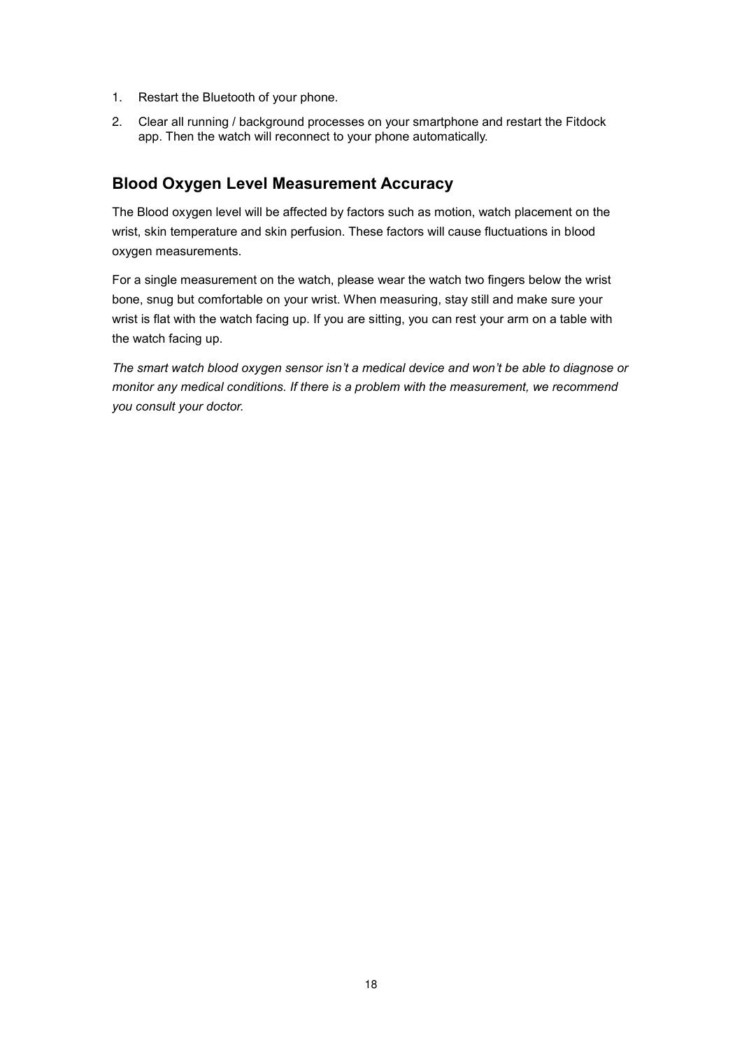1. Restart the Bluetooth of your phone.
2. Clear all running / background processes on your smartphone and restart the Fitdock app. Then the watch will reconnect to your phone automatically.

## Blood Oxygen Level Measurement Accuracy

The Blood oxygen level will be affected by factors such as motion, watch placement on the wrist, skin temperature and skin perfusion. These factors will cause fluctuations in blood oxygen measurements.

For a single measurement on the watch, please wear the watch two fingers below the wrist bone, snug but comfortable on your wrist. When measuring, stay still and make sure your wrist is flat with the watch facing up. If you are sitting, you can rest your arm on a table with the watch facing up.

*The smart watch blood oxygen sensor isn't a medical device and won't be able to diagnose or monitor any medical conditions. If there is a problem with the measurement, we recommend you consult your doctor.*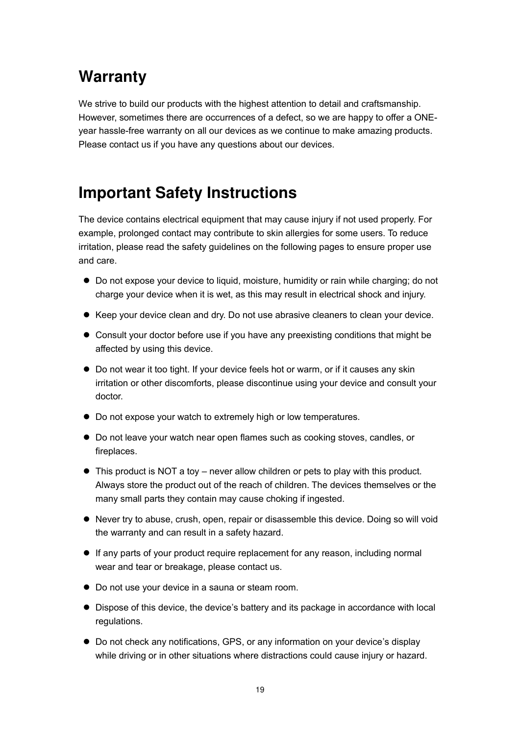## Warranty

We strive to build our products with the highest attention to detail and craftsmanship. However, sometimes there are occurrences of a defect, so we are happy to offer a ONE-year hassle-free warranty on all our devices as we continue to make amazing products. Please contact us if you have any questions about our devices.

## Important Safety Instructions

The device contains electrical equipment that may cause injury if not used properly. For example, prolonged contact may contribute to skin allergies for some users. To reduce irritation, please read the safety guidelines on the following pages to ensure proper use and care.

- Do not expose your device to liquid, moisture, humidity or rain while charging; do not charge your device when it is wet, as this may result in electrical shock and injury.
- Keep your device clean and dry. Do not use abrasive cleaners to clean your device.
- Consult your doctor before use if you have any preexisting conditions that might be affected by using this device.
- Do not wear it too tight. If your device feels hot or warm, or if it causes any skin irritation or other discomforts, please discontinue using your device and consult your doctor.
- Do not expose your watch to extremely high or low temperatures.
- Do not leave your watch near open flames such as cooking stoves, candles, or fireplaces.
- This product is NOT a toy – never allow children or pets to play with this product. Always store the product out of the reach of children. The devices themselves or the many small parts they contain may cause choking if ingested.
- Never try to abuse, crush, open, repair or disassemble this device. Doing so will void the warranty and can result in a safety hazard.
- If any parts of your product require replacement for any reason, including normal wear and tear or breakage, please contact us.
- Do not use your device in a sauna or steam room.
- Dispose of this device, the device's battery and its package in accordance with local regulations.
- Do not check any notifications, GPS, or any information on your device's display while driving or in other situations where distractions could cause injury or hazard.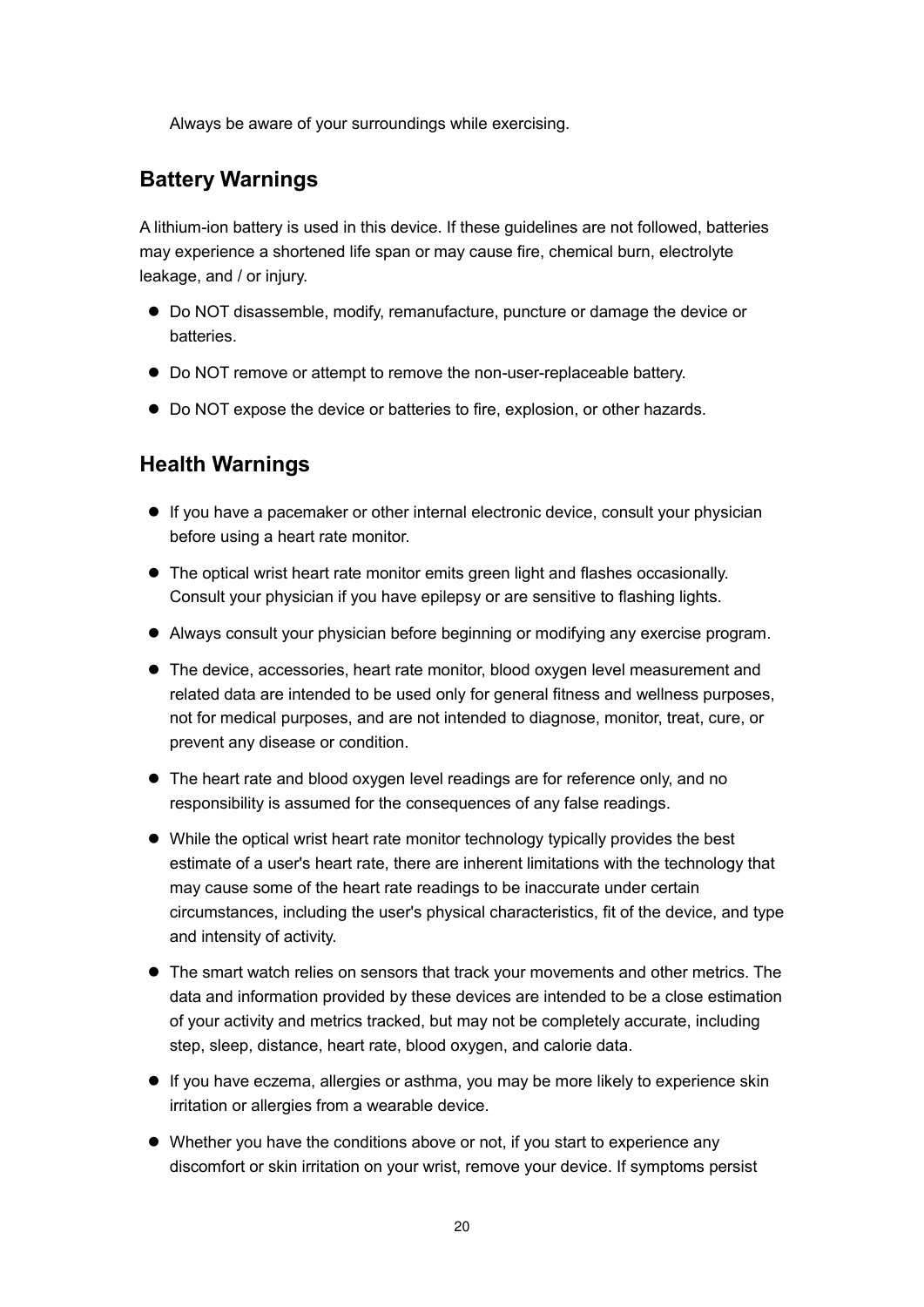Always be aware of your surroundings while exercising.

## Battery Warnings

A lithium-ion battery is used in this device. If these guidelines are not followed, batteries may experience a shortened life span or may cause fire, chemical burn, electrolyte leakage, and / or injury.

- Do NOT disassemble, modify, remanufacture, puncture or damage the device or batteries.
- Do NOT remove or attempt to remove the non-user-replaceable battery.
- Do NOT expose the device or batteries to fire, explosion, or other hazards.

## Health Warnings

- If you have a pacemaker or other internal electronic device, consult your physician before using a heart rate monitor.
- The optical wrist heart rate monitor emits green light and flashes occasionally. Consult your physician if you have epilepsy or are sensitive to flashing lights.
- Always consult your physician before beginning or modifying any exercise program.
- The device, accessories, heart rate monitor, blood oxygen level measurement and related data are intended to be used only for general fitness and wellness purposes, not for medical purposes, and are not intended to diagnose, monitor, treat, cure, or prevent any disease or condition.
- The heart rate and blood oxygen level readings are for reference only, and no responsibility is assumed for the consequences of any false readings.
- While the optical wrist heart rate monitor technology typically provides the best estimate of a user's heart rate, there are inherent limitations with the technology that may cause some of the heart rate readings to be inaccurate under certain circumstances, including the user's physical characteristics, fit of the device, and type and intensity of activity.
- The smart watch relies on sensors that track your movements and other metrics. The data and information provided by these devices are intended to be a close estimation of your activity and metrics tracked, but may not be completely accurate, including step, sleep, distance, heart rate, blood oxygen, and calorie data.
- If you have eczema, allergies or asthma, you may be more likely to experience skin irritation or allergies from a wearable device.
- Whether you have the conditions above or not, if you start to experience any discomfort or skin irritation on your wrist, remove your device. If symptoms persist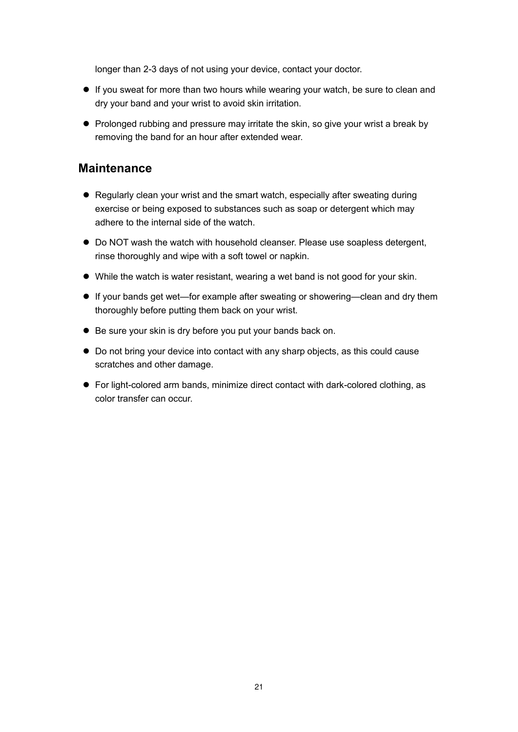longer than 2-3 days of not using your device, contact your doctor.

- If you sweat for more than two hours while wearing your watch, be sure to clean and dry your band and your wrist to avoid skin irritation.
- Prolonged rubbing and pressure may irritate the skin, so give your wrist a break by removing the band for an hour after extended wear.

## Maintenance

- Regularly clean your wrist and the smart watch, especially after sweating during exercise or being exposed to substances such as soap or detergent which may adhere to the internal side of the watch.
- Do NOT wash the watch with household cleanser. Please use soapless detergent, rinse thoroughly and wipe with a soft towel or napkin.
- While the watch is water resistant, wearing a wet band is not good for your skin.
- If your bands get wet—for example after sweating or showering—clean and dry them thoroughly before putting them back on your wrist.
- Be sure your skin is dry before you put your bands back on.
- Do not bring your device into contact with any sharp objects, as this could cause scratches and other damage.
- For light-colored arm bands, minimize direct contact with dark-colored clothing, as color transfer can occur.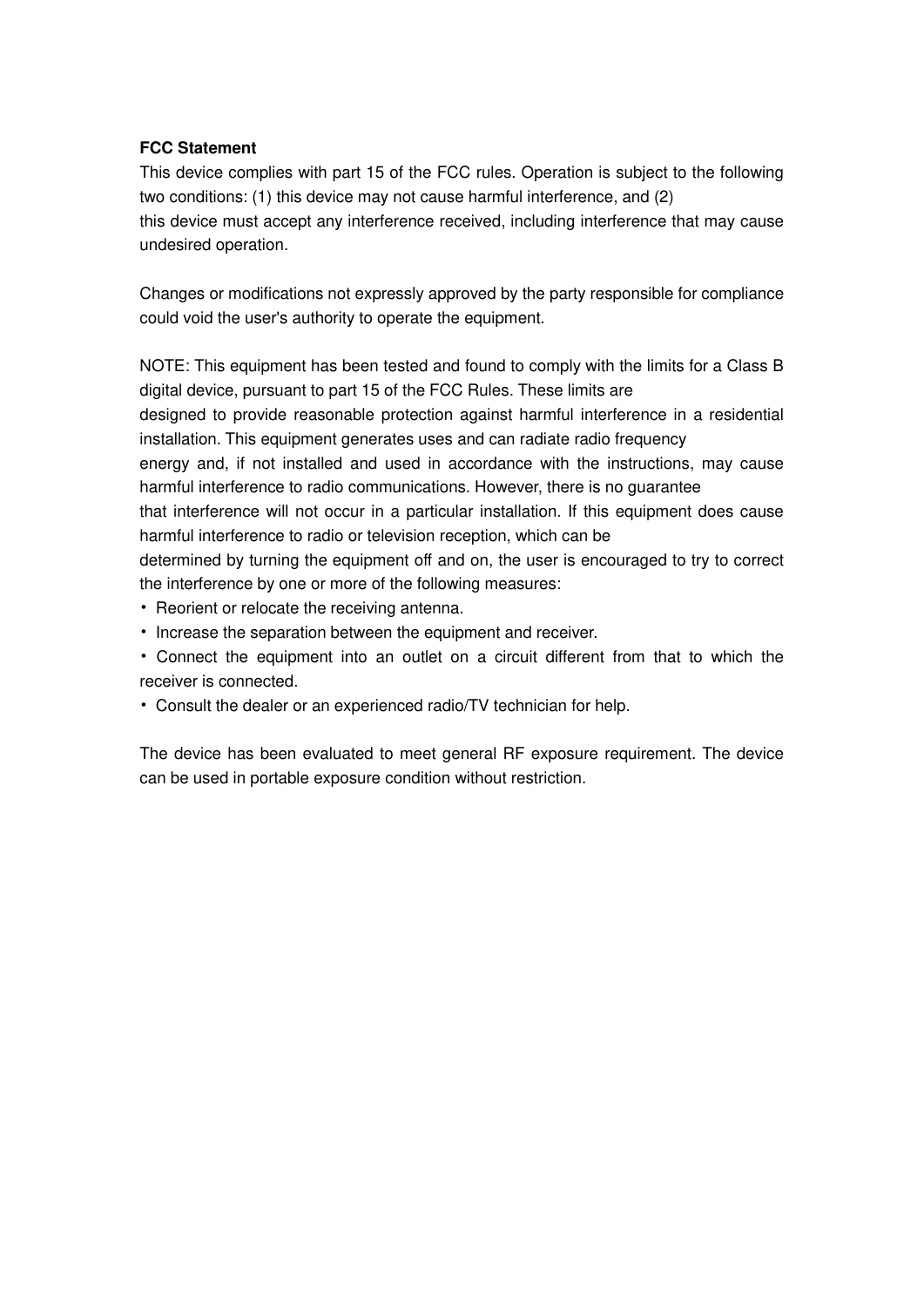**FCC Statement**

This device complies with part 15 of the FCC rules. Operation is subject to the following two conditions: (1) this device may not cause harmful interference, and (2) this device must accept any interference received, including interference that may cause undesired operation.

Changes or modifications not expressly approved by the party responsible for compliance could void the user's authority to operate the equipment.

NOTE: This equipment has been tested and found to comply with the limits for a Class B digital device, pursuant to part 15 of the FCC Rules. These limits are designed to provide reasonable protection against harmful interference in a residential installation. This equipment generates uses and can radiate radio frequency energy and, if not installed and used in accordance with the instructions, may cause harmful interference to radio communications. However, there is no guarantee that interference will not occur in a particular installation. If this equipment does cause harmful interference to radio or television reception, which can be determined by turning the equipment off and on, the user is encouraged to try to correct the interference by one or more of the following measures:

- Reorient or relocate the receiving antenna.
- Increase the separation between the equipment and receiver.
- Connect the equipment into an outlet on a circuit different from that to which the receiver is connected.
- Consult the dealer or an experienced radio/TV technician for help.

The device has been evaluated to meet general RF exposure requirement. The device can be used in portable exposure condition without restriction.